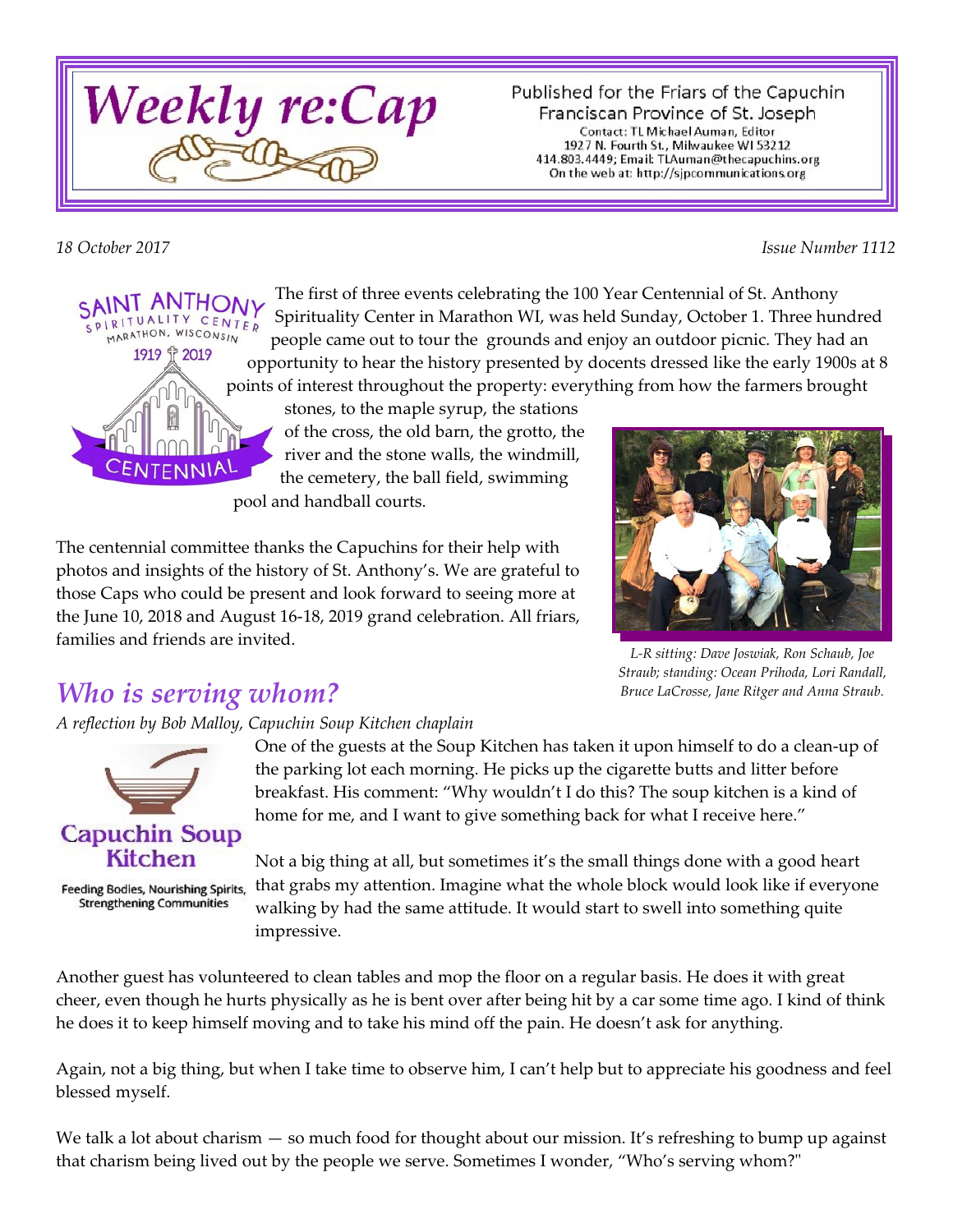# Weekly re:Cap

Published for the Friars of the Capuchin Franciscan Province of St. Joseph
Contact: TL Michael Auman, Editor
1927 N. Fourth St., Milwaukee WI 53212
414.803.4449; Email: TLAuman@thecapuchins.org
On the web at: http://sjpcommunications.org

*18 October 2017* *Issue Number 1112*

SAINT ANTHONY SPIRITUALITY CENTER MARATHON, WISCONSIN 1919 2019 CENTENNIAL

The first of three events celebrating the 100 Year Centennial of St. Anthony Spirituality Center in Marathon WI, was held Sunday, October 1. Three hundred people came out to tour the grounds and enjoy an outdoor picnic. They had an opportunity to hear the history presented by docents dressed like the early 1900s at 8 points of interest throughout the property: everything from how the farmers brought stones, to the maple syrup, the stations of the cross, the old barn, the grotto, the river and the stone walls, the windmill, the cemetery, the ball field, swimming pool and handball courts.

The centennial committee thanks the Capuchins for their help with photos and insights of the history of St. Anthony's. We are grateful to those Caps who could be present and look forward to seeing more at the June 10, 2018 and August 16-18, 2019 grand celebration. All friars, families and friends are invited.

*L-R sitting: Dave Joswiak, Ron Schaub, Joe Straub; standing: Ocean Prihoda, Lori Randall, Bruce LaCrosse, Jane Ritger and Anna Straub.*

## *Who is serving whom?*

*A reflection by Bob Malloy, Capuchin Soup Kitchen chaplain*

Capuchin Soup Kitchen
Feeding Bodies, Nourishing Spirits, Strengthening Communities

One of the guests at the Soup Kitchen has taken it upon himself to do a clean-up of the parking lot each morning. He picks up the cigarette butts and litter before breakfast. His comment: "Why wouldn't I do this? The soup kitchen is a kind of home for me, and I want to give something back for what I receive here."

Not a big thing at all, but sometimes it's the small things done with a good heart that grabs my attention. Imagine what the whole block would look like if everyone walking by had the same attitude. It would start to swell into something quite impressive.

Another guest has volunteered to clean tables and mop the floor on a regular basis. He does it with great cheer, even though he hurts physically as he is bent over after being hit by a car some time ago. I kind of think he does it to keep himself moving and to take his mind off the pain. He doesn't ask for anything.

Again, not a big thing, but when I take time to observe him, I can't help but to appreciate his goodness and feel blessed myself.

We talk a lot about charism — so much food for thought about our mission. It's refreshing to bump up against that charism being lived out by the people we serve. Sometimes I wonder, "Who's serving whom?"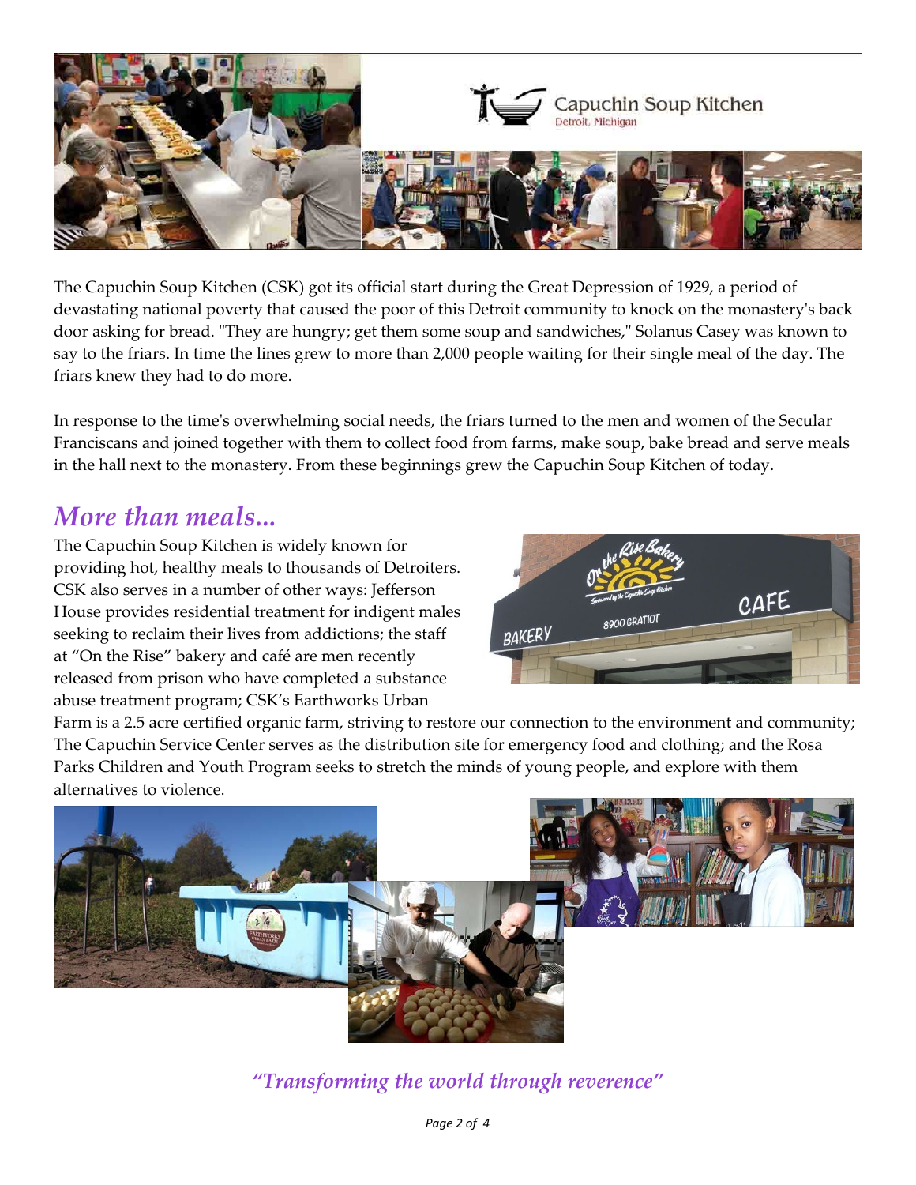The Capuchin Soup Kitchen (CSK) got its official start during the Great Depression of 1929, a period of devastating national poverty that caused the poor of this Detroit community to knock on the monastery's back door asking for bread. "They are hungry; get them some soup and sandwiches," Solanus Casey was known to say to the friars. In time the lines grew to more than 2,000 people waiting for their single meal of the day. The friars knew they had to do more.

In response to the time's overwhelming social needs, the friars turned to the men and women of the Secular Franciscans and joined together with them to collect food from farms, make soup, bake bread and serve meals in the hall next to the monastery. From these beginnings grew the Capuchin Soup Kitchen of today.

## *More than meals...*

The Capuchin Soup Kitchen is widely known for providing hot, healthy meals to thousands of Detroiters. CSK also serves in a number of other ways: Jefferson House provides residential treatment for indigent males seeking to reclaim their lives from addictions; the staff at "On the Rise" bakery and café are men recently released from prison who have completed a substance abuse treatment program; CSK's Earthworks Urban Farm is a 2.5 acre certified organic farm, striving to restore our connection to the environment and community; The Capuchin Service Center serves as the distribution site for emergency food and clothing; and the Rosa Parks Children and Youth Program seeks to stretch the minds of young people, and explore with them alternatives to violence.

*"Transforming the world through reverence"*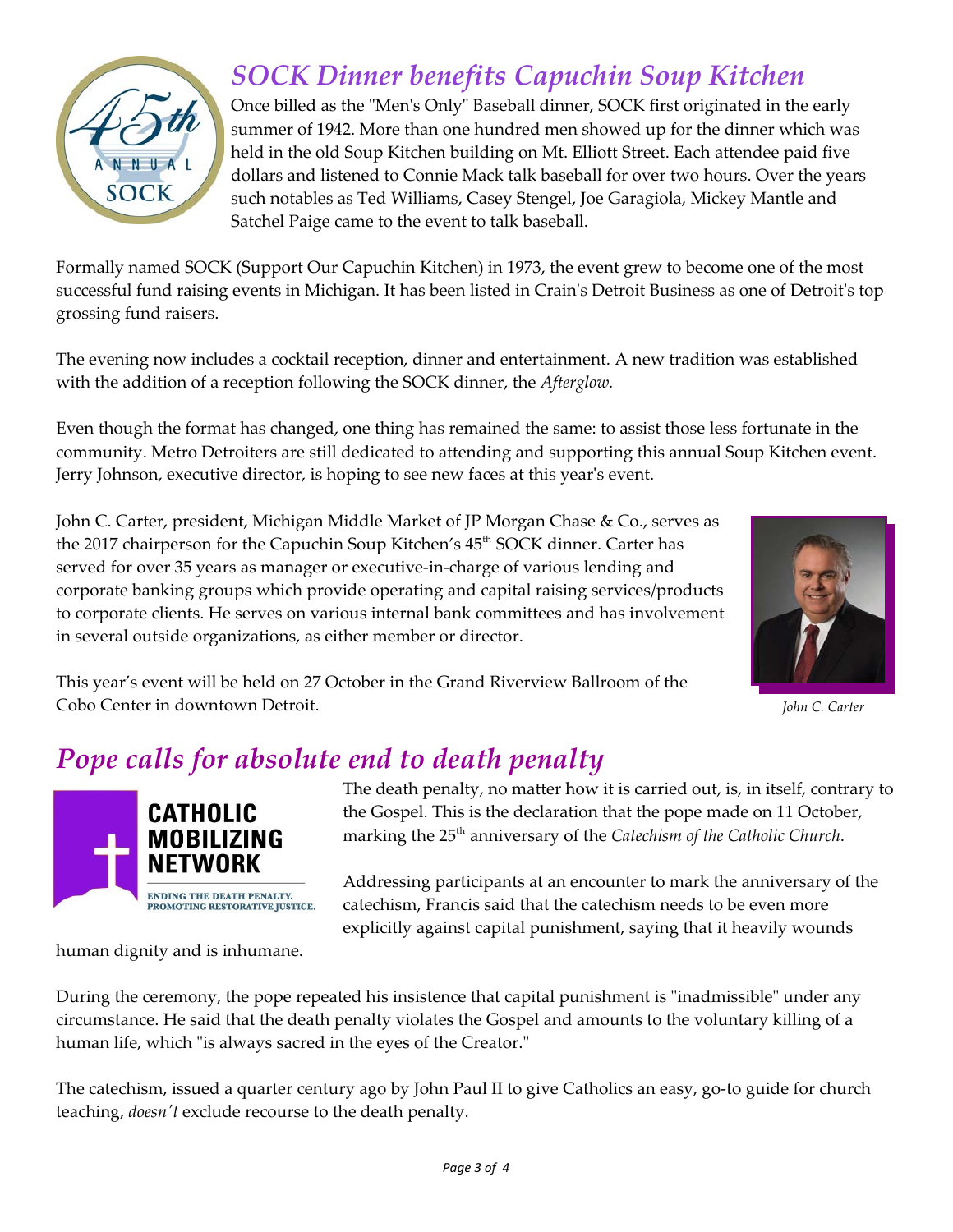## *SOCK Dinner benefits Capuchin Soup Kitchen*

Once billed as the "Men's Only" Baseball dinner, SOCK first originated in the early summer of 1942. More than one hundred men showed up for the dinner which was held in the old Soup Kitchen building on Mt. Elliott Street. Each attendee paid five dollars and listened to Connie Mack talk baseball for over two hours. Over the years such notables as Ted Williams, Casey Stengel, Joe Garagiola, Mickey Mantle and Satchel Paige came to the event to talk baseball.

Formally named SOCK (Support Our Capuchin Kitchen) in 1973, the event grew to become one of the most successful fund raising events in Michigan. It has been listed in Crain's Detroit Business as one of Detroit's top grossing fund raisers.

The evening now includes a cocktail reception, dinner and entertainment. A new tradition was established with the addition of a reception following the SOCK dinner, the *Afterglow.*

Even though the format has changed, one thing has remained the same: to assist those less fortunate in the community. Metro Detroiters are still dedicated to attending and supporting this annual Soup Kitchen event. Jerry Johnson, executive director, is hoping to see new faces at this year's event.

John C. Carter, president, Michigan Middle Market of JP Morgan Chase & Co., serves as the 2017 chairperson for the Capuchin Soup Kitchen's 45th SOCK dinner. Carter has served for over 35 years as manager or executive-in-charge of various lending and corporate banking groups which provide operating and capital raising services/products to corporate clients. He serves on various internal bank committees and has involvement in several outside organizations, as either member or director.

*John C. Carter*

This year's event will be held on 27 October in the Grand Riverview Ballroom of the Cobo Center in downtown Detroit.

## *Pope calls for absolute end to death penalty*

The death penalty, no matter how it is carried out, is, in itself, contrary to the Gospel. This is the declaration that the pope made on 11 October, marking the 25th anniversary of the *Catechism of the Catholic Church*.

Addressing participants at an encounter to mark the anniversary of the catechism, Francis said that the catechism needs to be even more explicitly against capital punishment, saying that it heavily wounds human dignity and is inhumane.

During the ceremony, the pope repeated his insistence that capital punishment is "inadmissible" under any circumstance. He said that the death penalty violates the Gospel and amounts to the voluntary killing of a human life, which "is always sacred in the eyes of the Creator."

The catechism, issued a quarter century ago by John Paul II to give Catholics an easy, go-to guide for church teaching, *doesn't* exclude recourse to the death penalty.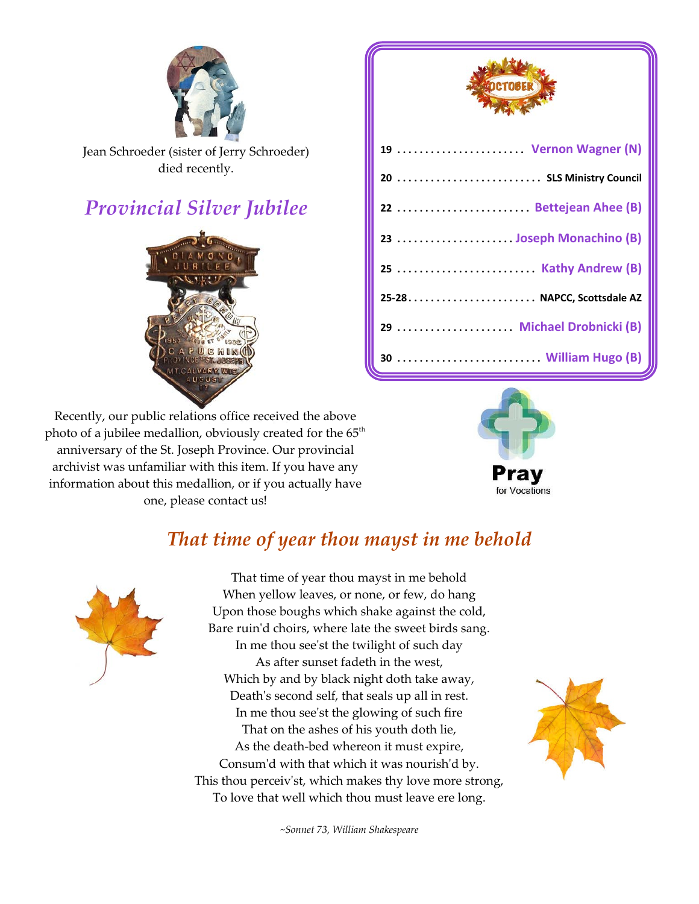Jean Schroeder (sister of Jerry Schroeder) died recently.

## *Provincial Silver Jubilee*

Recently, our public relations office received the above photo of a jubilee medallion, obviously created for the 65th anniversary of the St. Joseph Province. Our provincial archivist was unfamiliar with this item. If you have any information about this medallion, or if you actually have one, please contact us!

OCTOBER

| | |
|---|---|
| 19 | Vernon Wagner (N) |
| 20 | SLS Ministry Council |
| 22 | Bettejean Ahee (B) |
| 23 | Joseph Monachino (B) |
| 25 | Kathy Andrew (B) |
| 25-28 | NAPCC, Scottsdale AZ |
| 29 | Michael Drobnicki (B) |
| 30 | William Hugo (B) |

**Pray** for Vocations

## *That time of year thou mayst in me behold*

That time of year thou mayst in me behold
When yellow leaves, or none, or few, do hang
Upon those boughs which shake against the cold,
Bare ruin'd choirs, where late the sweet birds sang.
In me thou see'st the twilight of such day
As after sunset fadeth in the west,
Which by and by black night doth take away,
Death's second self, that seals up all in rest.
In me thou see'st the glowing of such fire
That on the ashes of his youth doth lie,
As the death-bed whereon it must expire,
Consum'd with that which it was nourish'd by.
This thou perceiv'st, which makes thy love more strong,
To love that well which thou must leave ere long.

*~Sonnet 73, William Shakespeare*